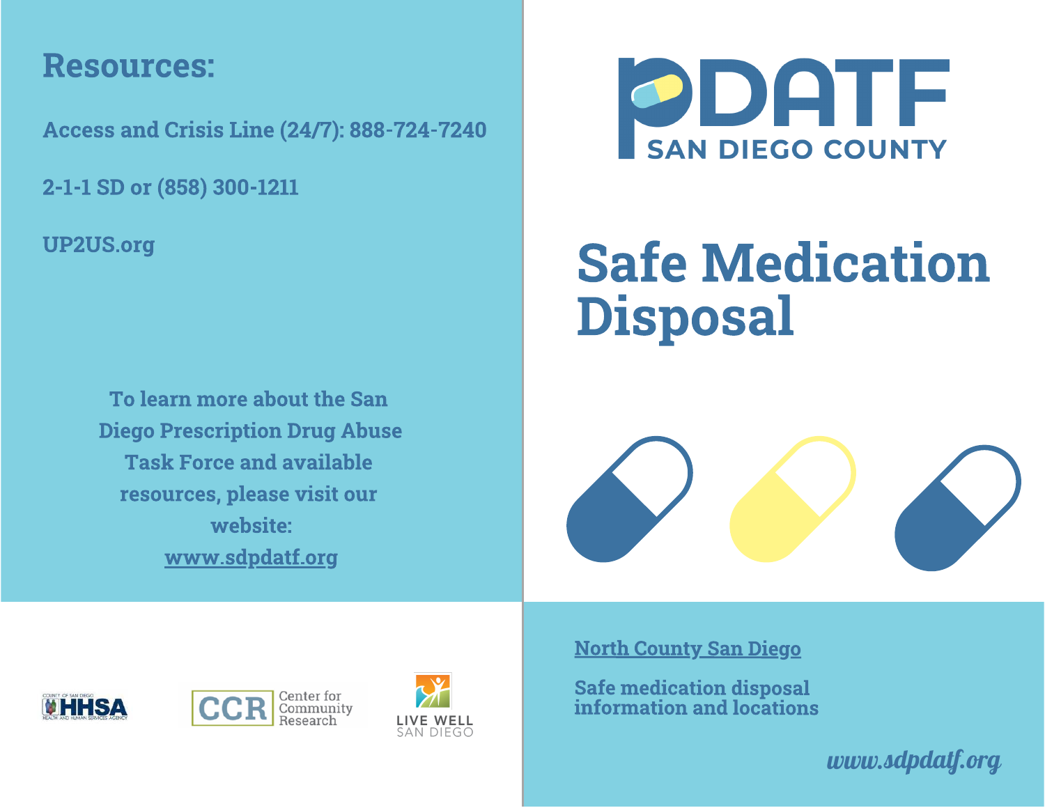## Resources:

**Access and Crisis Line (24/7): 888-724-7240**

**2-1-1 SD or (858) 300-1211**

**UP2US.org**

**To learn more about the San Diego Prescription Drug Abuse Task Force and available resources, please visit our website: [www.sdpdatf.org](http://www.sdpdatf.org)**

COUNTY OF SAN DIEGO HHSA HEALTH AND HUMAN SERVICES AGENCY

CCR Center for Community Research

LIVE WELL SAN DIEGO

PDATF SAN DIEGO COUNTY

# Safe Medication Disposal

**North County San Diego**

**Safe medication disposal information and locations**

*www.sdpdatf.org*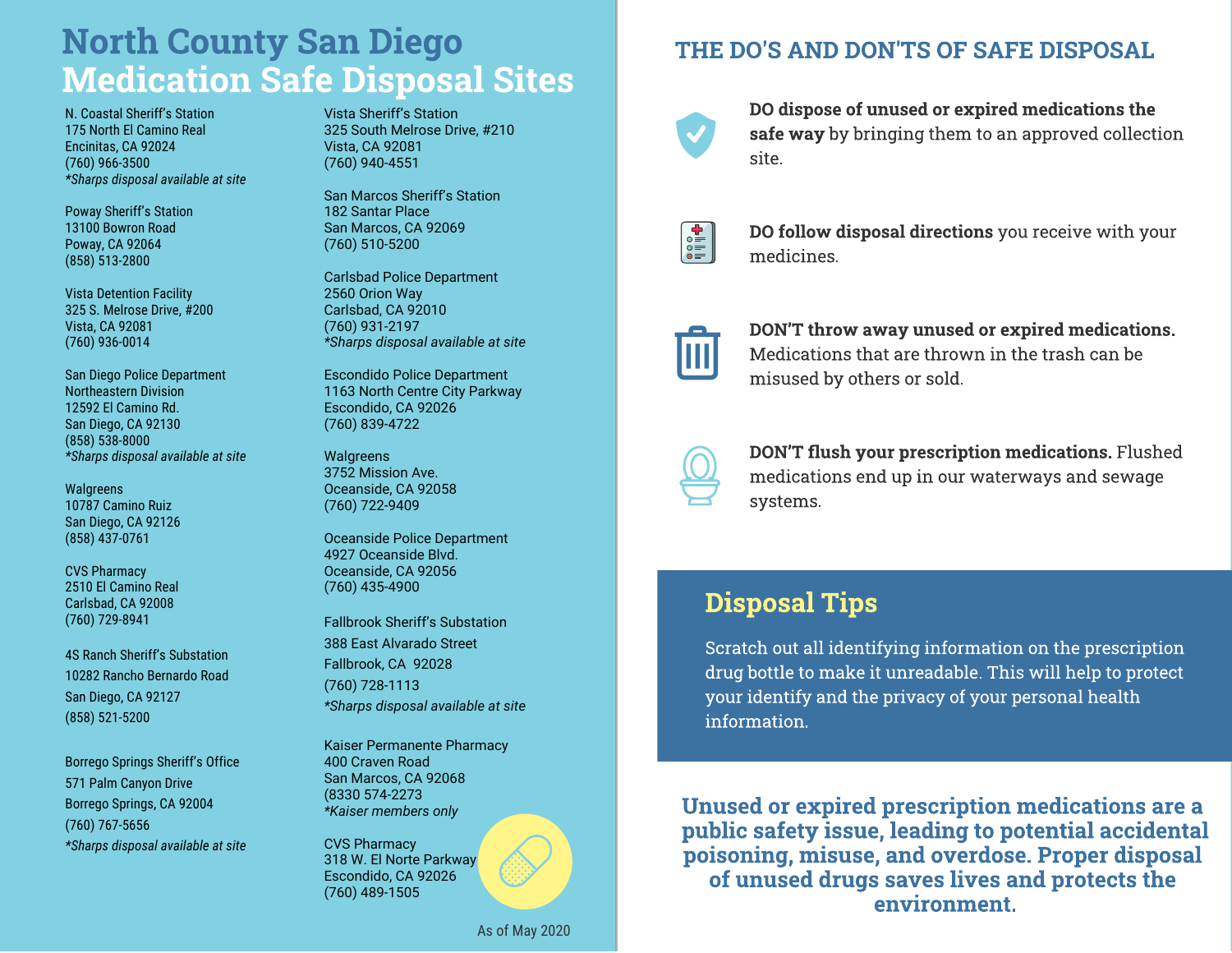# North County San Diego Medication Safe Disposal Sites

N. Coastal Sheriff's Station
175 North El Camino Real
Encinitas, CA 92024
(760) 966-3500
*\*Sharps disposal available at site*

Poway Sheriff's Station
13100 Bowron Road
Poway, CA 92064
(858) 513-2800

Vista Detention Facility
325 S. Melrose Drive, #200
Vista, CA 92081
(760) 936-0014

San Diego Police Department
Northeastern Division
12592 El Camino Rd.
San Diego, CA 92130
(858) 538-8000
*\*Sharps disposal available at site*

Walgreens
10787 Camino Ruiz
San Diego, CA 92126
(858) 437-0761

CVS Pharmacy
2510 El Camino Real
Carlsbad, CA 92008
(760) 729-8941

4S Ranch Sheriff's Substation
10282 Rancho Bernardo Road
San Diego, CA 92127
(858) 521-5200

Borrego Springs Sheriff's Office
571 Palm Canyon Drive
Borrego Springs, CA 92004
(760) 767-5656
*\*Sharps disposal available at site*

Vista Sheriff's Station
325 South Melrose Drive, #210
Vista, CA 92081
(760) 940-4551

San Marcos Sheriff's Station
182 Santar Place
San Marcos, CA 92069
(760) 510-5200

Carlsbad Police Department
2560 Orion Way
Carlsbad, CA 92010
(760) 931-2197
*\*Sharps disposal available at site*

Escondido Police Department
1163 North Centre City Parkway
Escondido, CA 92026
(760) 839-4722

Walgreens
3752 Mission Ave.
Oceanside, CA 92058
(760) 722-9409

Oceanside Police Department
4927 Oceanside Blvd.
Oceanside, CA 92056
(760) 435-4900

Fallbrook Sheriff's Substation
388 East Alvarado Street
Fallbrook, CA 92028
(760) 728-1113
*\*Sharps disposal available at site*

Kaiser Permanente Pharmacy
400 Craven Road
San Marcos, CA 92068
(8330 574-2273
*\*Kaiser members only*

CVS Pharmacy
318 W. El Norte Parkway
Escondido, CA 92026
(760) 489-1505

As of May 2020

## THE DO'S AND DON'TS OF SAFE DISPOSAL

**DO dispose of unused or expired medications the safe way** by bringing them to an approved collection site.

**DO follow disposal directions** you receive with your medicines.

**DON'T throw away unused or expired medications.** Medications that are thrown in the trash can be misused by others or sold.

**DON'T flush your prescription medications.** Flushed medications end up in our waterways and sewage systems.

## Disposal Tips

Scratch out all identifying information on the prescription drug bottle to make it unreadable. This will help to protect your identify and the privacy of your personal health information.

**Unused or expired prescription medications are a public safety issue, leading to potential accidental poisoning, misuse, and overdose. Proper disposal of unused drugs saves lives and protects the environment.**